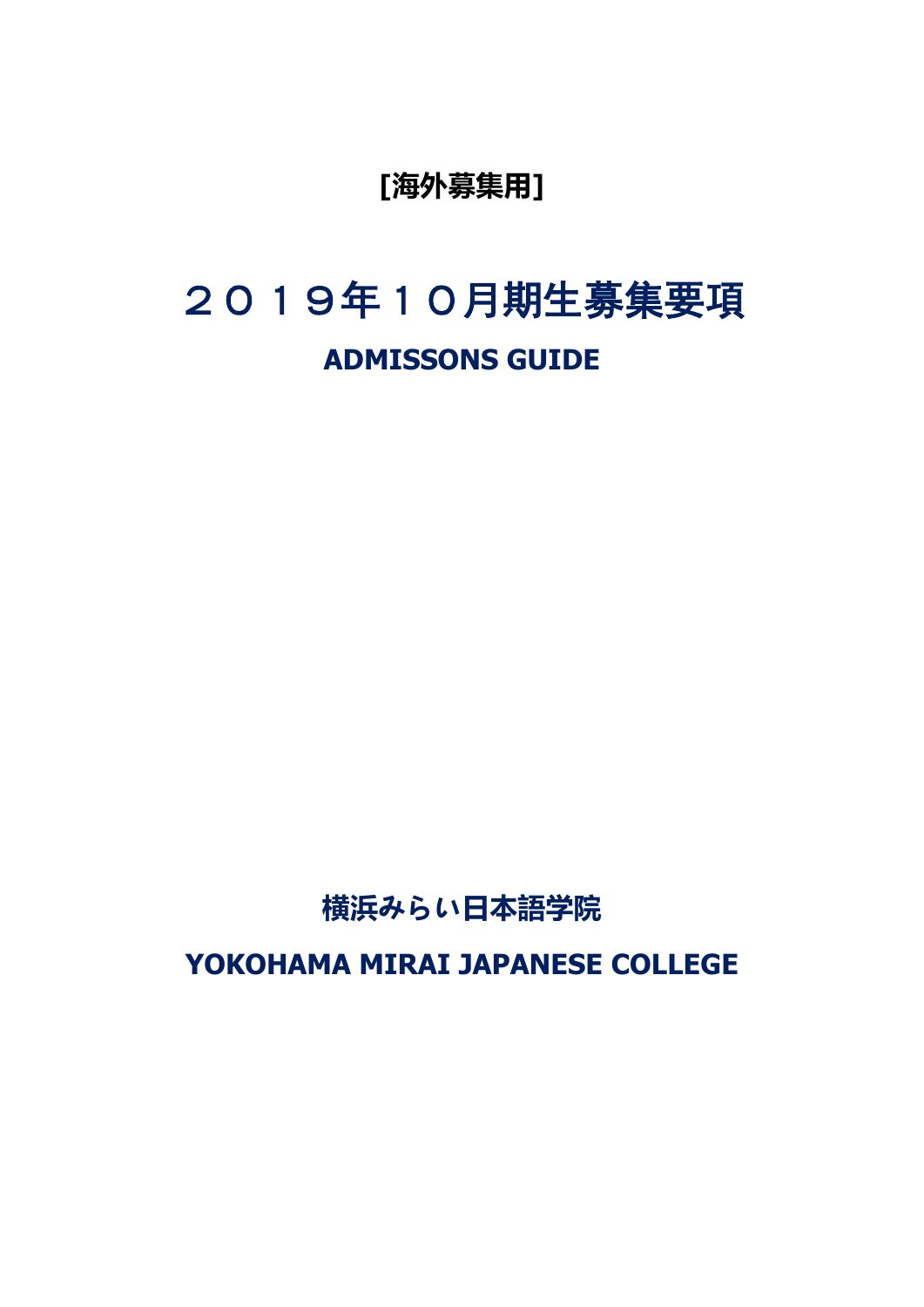**[海外募集用]**

# ２０１９年１０月期生募集要項

## ADMISSONS GUIDE

**横浜みらい日本語学院**

**YOKOHAMA MIRAI JAPANESE COLLEGE**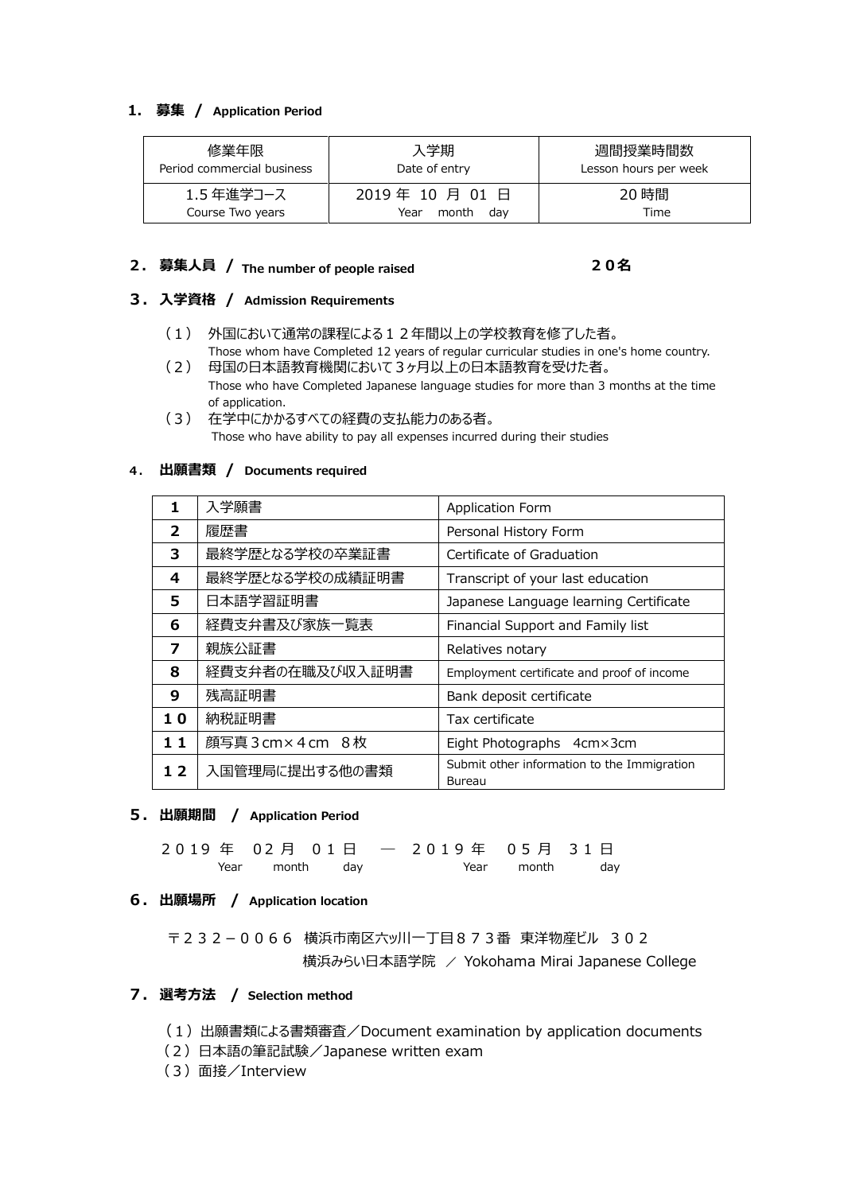## 1. 募集 / Application Period

| 修業年限<br>Period commercial business | 入学期<br>Date of entry | 週間授業時間数<br>Lesson hours per week |
|---|---|---|
| 1.5 年進学コース<br>Course Two years | 2019 年 10 月 01 日<br>Year month day | 20 時間<br>Time |

## 2. 募集人員 / The number of people raised　　２０名

## 3. 入学資格 / Admission Requirements

（1） 外国において通常の課程による１２年間以上の学校教育を修了した者。
Those whom have Completed 12 years of regular curricular studies in one's home country.

（2） 母国の日本語教育機関において３ヶ月以上の日本語教育を受けた者。
Those who have Completed Japanese language studies for more than 3 months at the time of application.

（3） 在学中にかかるすべての経費の支払能力のある者。
Those who have ability to pay all expenses incurred during their studies

## 4. 出願書類 / Documents required

| | | |
|---|---|---|
| 1 | 入学願書 | Application Form |
| 2 | 履歴書 | Personal History Form |
| 3 | 最終学歴となる学校の卒業証書 | Certificate of Graduation |
| 4 | 最終学歴となる学校の成績証明書 | Transcript of your last education |
| 5 | 日本語学習証明書 | Japanese Language learning Certificate |
| 6 | 経費支弁書及び家族一覧表 | Financial Support and Family list |
| 7 | 親族公証書 | Relatives notary |
| 8 | 経費支弁者の在職及び収入証明書 | Employment certificate and proof of income |
| 9 | 残高証明書 | Bank deposit certificate |
| １０ | 納税証明書 | Tax certificate |
| １１ | 顔写真３cm×４cm　８枚 | Eight Photographs　4cm×3cm |
| １２ | 入国管理局に提出する他の書類 | Submit other information to the Immigration Bureau |

## 5. 出願期間 / Application Period

２０１９ 年　０２ 月　０１ 日　―　２０１９ 年　０５ 月　３１ 日
Year　month　day　　Year　month　day

## 6. 出願場所 / Application location

〒２３２－００６６　横浜市南区六ッ川一丁目８７３番　東洋物産ビル　３０２
横浜みらい日本語学院　／　Yokohama Mirai Japanese College

## 7. 選考方法 / Selection method

（1）出願書類による書類審査／Document examination by application documents
（2）日本語の筆記試験／Japanese written exam
（3）面接／Interview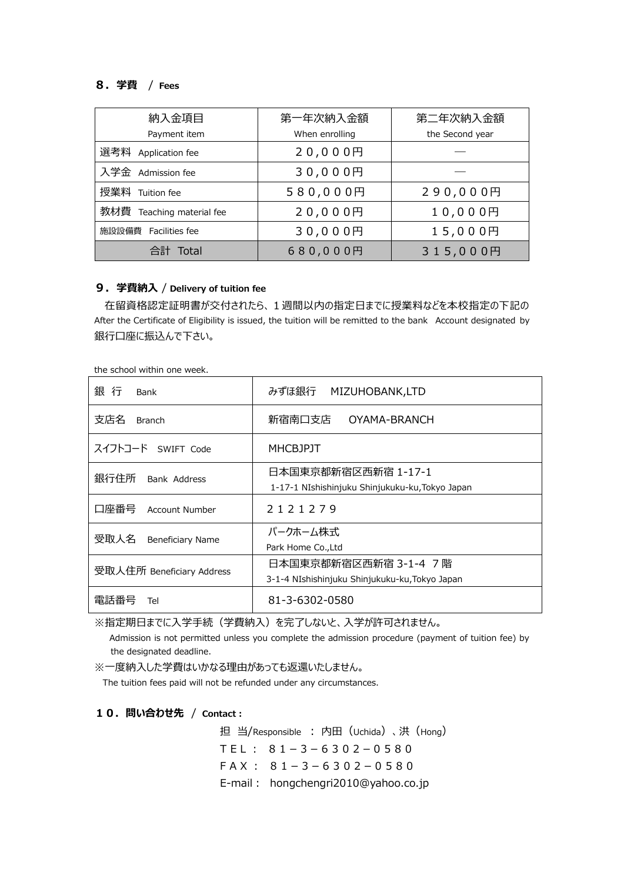### ８．学費　/ Fees

| 納入金項目<br>Payment item | 第一年次納入金額<br>When enrolling | 第二年次納入金額<br>the Second year |
|---|---|---|
| 選考料　Application fee | ２０,０００円 | — |
| 入学金　Admission fee | ３０,０００円 | — |
| 授業料　Tuition fee | ５８０,０００円 | ２９０,０００円 |
| 教材費　Teaching material fee | ２０,０００円 | １０,０００円 |
| 施設設備費　Facilities fee | ３０,０００円 | １５,０００円 |
| 合計　Total | ６８０,０００円 | ３１５,０００円 |

### ９．学費納入 / Delivery of tuition fee

在留資格認定証明書が交付されたら、１週間以内の指定日までに授業料などを本校指定の下記の銀行口座に振込んで下さい。

After the Certificate of Eligibility is issued, the tuition will be remitted to the bank Account designated by the school within one week.

| 項目 | 内容 |
|---|---|
| 銀 行　Bank | みずほ銀行　MIZUHOBANK,LTD |
| 支店名　Branch | 新宿南口支店　OYAMA-BRANCH |
| スイフトコード　SWIFT Code | MHCBJPJT |
| 銀行住所　Bank Address | 日本国東京都新宿区西新宿 1-17-1<br>1-17-1 NIshishinjuku Shinjukuku-ku,Tokyo Japan |
| 口座番号　Account Number | ２１２１２７９ |
| 受取人名　Beneficiary Name | パークホーム株式<br>Park Home Co.,Ltd |
| 受取人住所 Beneficiary Address | 日本国東京都新宿区西新宿 3-1-4 ７階<br>3-1-4 NIshishinjuku Shinjukuku-ku,Tokyo Japan |
| 電話番号　Tel | 81-3-6302-0580 |

※指定期日までに入学手続（学費納入）を完了しないと、入学が許可されません。
Admission is not permitted unless you complete the admission procedure (payment of tuition fee) by the designated deadline.

※一度納入した学費はいかなる理由があっても返還いたしません。
The tuition fees paid will not be refunded under any circumstances.

### １０．問い合わせ先　/ Contact :

担 当/Responsible ： 内田（Uchida）、洪（Hong）
ＴＥＬ： ８１－３－６３０２－０５８０
ＦＡＸ： ８１－３－６３０２－０５８０
E-mail： hongchengri2010@yahoo.co.jp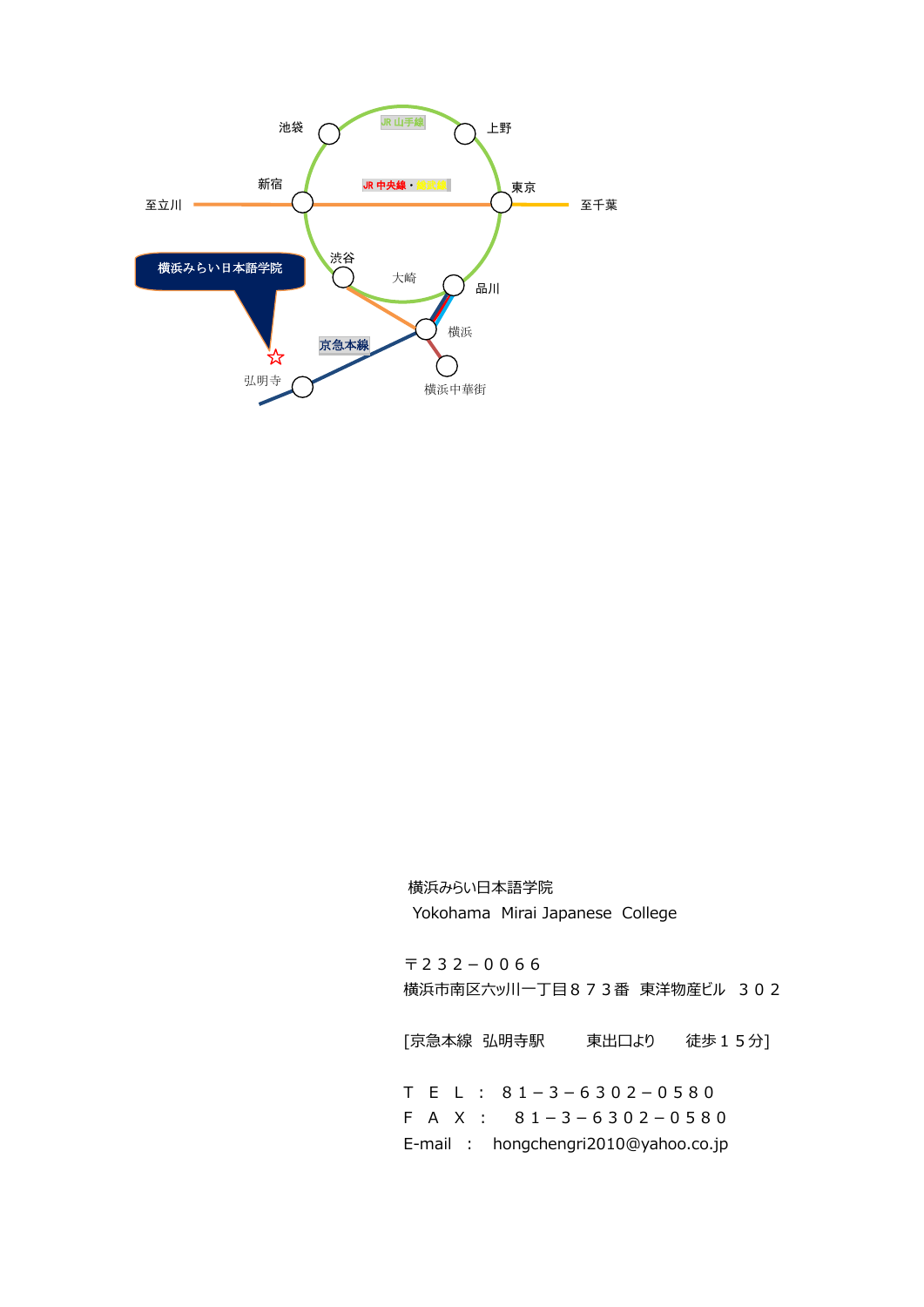池袋

JR 山手線

上野

新宿

JR 中央線・総武線

東京

至立川

至千葉

横浜みらい日本語学院

渋谷

大崎

品川

横浜

京急本線

☆

弘明寺

横浜中華街

横浜みらい日本語学院
Yokohama Mirai Japanese College

〒２３２－００６６
横浜市南区六ッ川一丁目８７３番 東洋物産ビル ３０２

[京急本線 弘明寺駅 東出口より 徒歩１５分]

Ｔ Ｅ Ｌ ： ８１－３－６３０２－０５８０
Ｆ Ａ Ｘ ： ８１－３－６３０２－０５８０
E-mail ： hongchengri2010@yahoo.co.jp